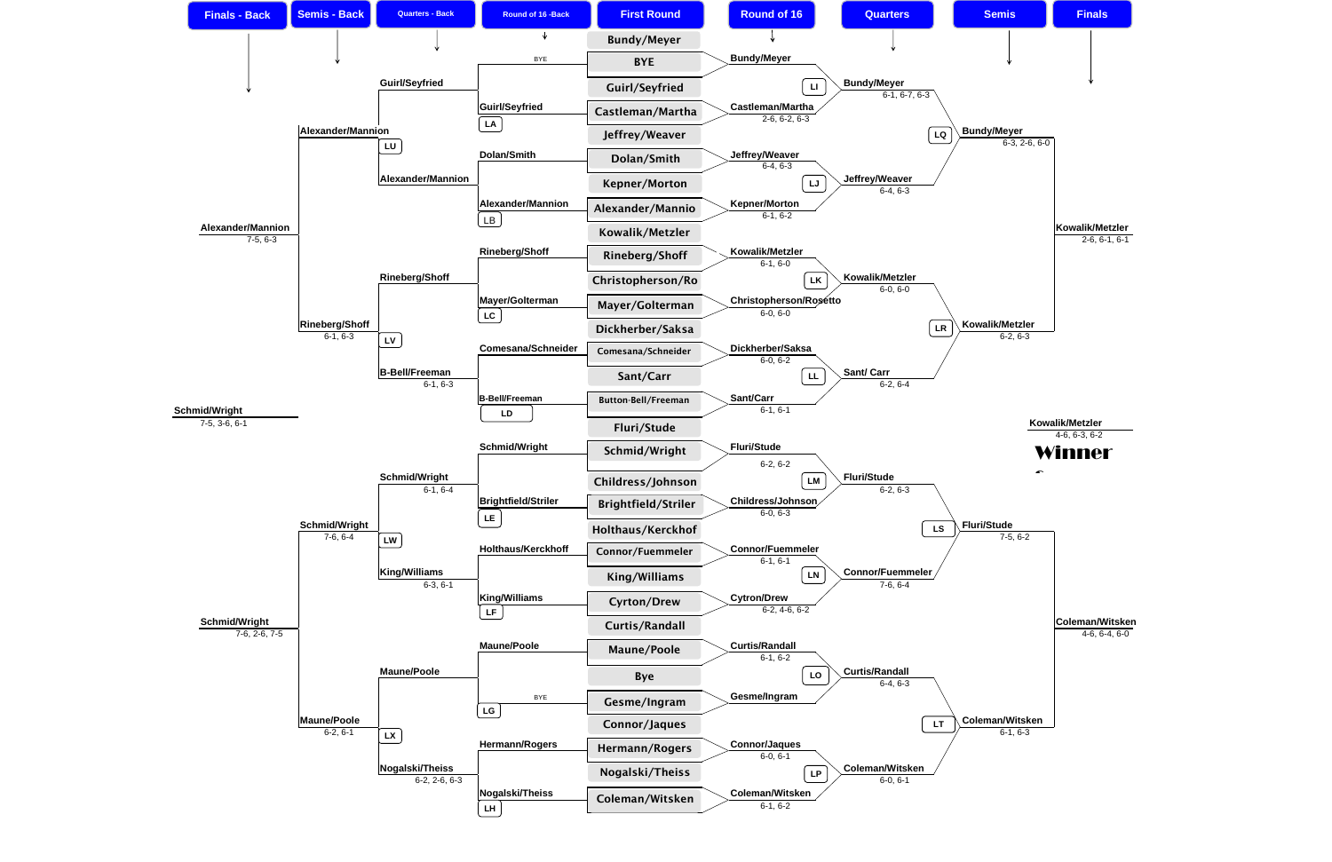# Tournament Bracket

| Finals - Back | Semis - Back | Quarters - Back | Round of 16 - Back | First Round | Round of 16 | Quarters | Semis | Finals |
|---|---|---|---|---|---|---|---|---|

## First Round

- Bundy/Meyer
- BYE
- Guirl/Seyfried
- Castleman/Martha
- Jeffrey/Weaver
- Dolan/Smith
- Kepner/Morton
- Alexander/Mannio
- Kowalik/Metzler
- Rineberg/Shoff
- Christopherson/Ro
- Mayer/Golterman
- Dickherber/Saksa
- Comesana/Schneider
- Sant/Carr
- Button-Bell/Freeman
- Fluri/Stude
- Schmid/Wright
- Childress/Johnson
- Brightfield/Striler
- Holthaus/Kerckhof
- Connor/Fuemmeler
- King/Williams
- Cyrton/Drew
- Curtis/Randall
- Maune/Poole
- Bye
- Gesme/Ingram
- Connor/Jaques
- Hermann/Rogers
- Nogalski/Theiss
- Coleman/Witsken

## Round of 16

- Bundy/Meyer
- Castleman/Martha 2-6, 6-2, 6-3
- Jeffrey/Weaver 6-4, 6-3
- Kepner/Morton 6-1, 6-2
- Kowalik/Metzler 6-1, 6-0
- Christopherson/Rosetto 6-0, 6-0
- Dickherber/Saksa 6-0, 6-2
- Sant/Carr 6-1, 6-1
- Fluri/Stude 6-2, 6-2
- Childress/Johnson 6-0, 6-3
- Connor/Fuemmeler 6-1, 6-1
- Cytron/Drew 6-2, 4-6, 6-2
- Curtis/Randall 6-1, 6-2
- Gesme/Ingram
- Connor/Jaques 6-0, 6-1
- Coleman/Witsken 6-1, 6-2

## Quarters

- LI: Bundy/Meyer 6-1, 6-7, 6-3
- LJ: Jeffrey/Weaver 6-4, 6-3
- LK: Kowalik/Metzler 6-0, 6-0
- LL: Sant/ Carr 6-2, 6-4
- LM: Fluri/Stude 6-2, 6-3
- LN: Connor/Fuemmeler 7-6, 6-4
- LO: Curtis/Randall 6-4, 6-3
- LP: Coleman/Witsken 6-0, 6-1

## Semis

- LQ: Bundy/Meyer 6-3, 2-6, 6-0
- LR: Kowalik/Metzler 6-2, 6-3
- LS: Fluri/Stude 7-5, 6-2
- LT: Coleman/Witsken 6-1, 6-3

## Finals

- Kowalik/Metzler 2-6, 6-1, 6-1
- Coleman/Witsken 4-6, 6-4, 6-0

**Winner**

Kowalik/Metzler 4-6, 6-3, 6-2

## Round of 16 - Back

- BYE — LA: Guirl/Seyfried
- Dolan/Smith — LB: Alexander/Mannion
- Rineberg/Shoff — LC: Mayer/Golterman
- Comesana/Schneider — LD: B-Bell/Freeman
- Schmid/Wright — LE: Brightfield/Striler
- Holthaus/Kerckhoff — LF: King/Williams
- Maune/Poole — LG: BYE
- Hermann/Rogers — LH: Nogalski/Theiss

## Quarters - Back

- LU: Guirl/Seyfried vs Alexander/Mannion → Alexander/Mannion
- LV: Rineberg/Shoff vs B-Bell/Freeman 6-1, 6-3 → Rineberg/Shoff 6-1, 6-3
- LW: Schmid/Wright 6-1, 6-4 vs King/Williams 6-3, 6-1 → Schmid/Wright 7-6, 6-4
- LX: Maune/Poole vs Nogalski/Theiss 6-2, 2-6, 6-3 → Maune/Poole 6-2, 6-1

## Semis - Back

- Alexander/Mannion 7-5, 6-3
- Schmid/Wright 7-6, 2-6, 7-5

## Finals - Back

- Schmid/Wright 7-5, 3-6, 6-1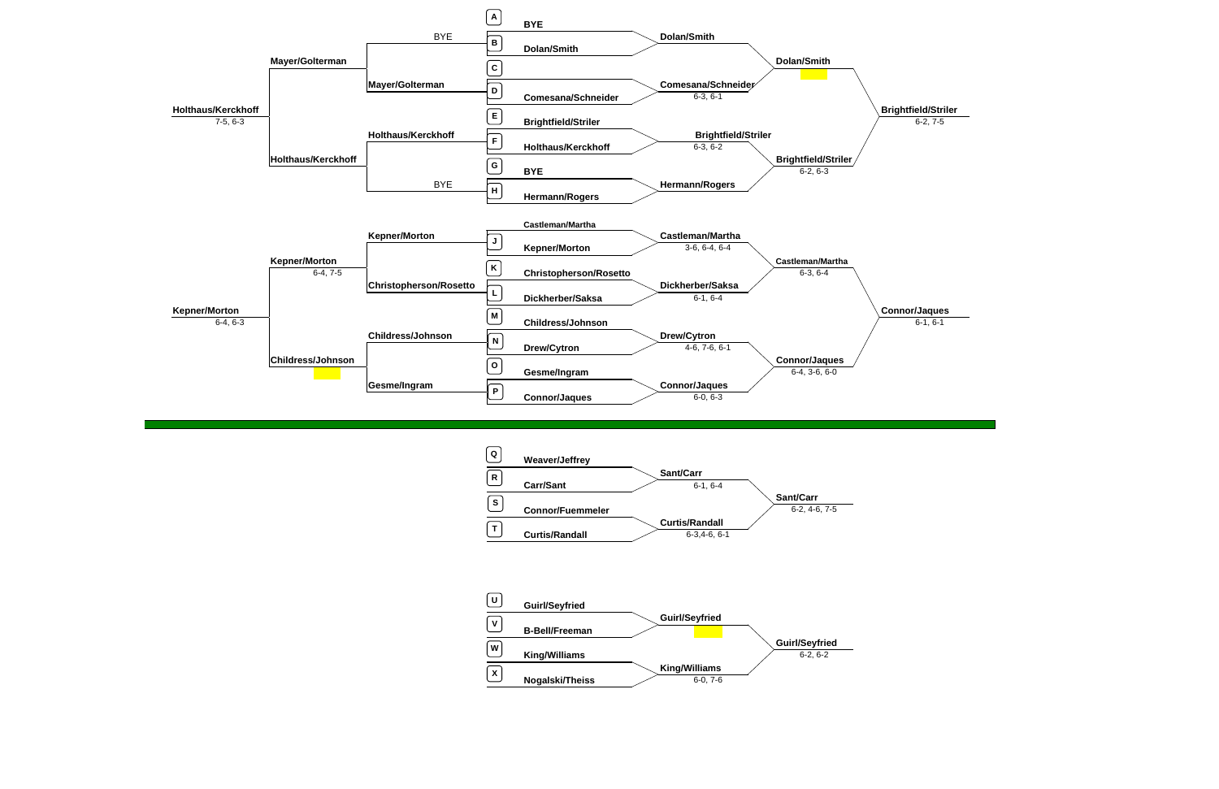A
BYE

B
Dolan/Smith

Dolan/Smith

C

D
Comesana/Schneider

Comesana/Schneider
6-3, 6-1

Dolan/Smith

BYE

Mayer/Golterman

Mayer/Golterman

E
Brightfield/Striler

F
Holthaus/Kerckhoff

Brightfield/Striler
6-3, 6-2

G
BYE

H
Hermann/Rogers

Hermann/Rogers

Brightfield/Striler
6-2, 6-3

Brightfield/Striler
6-2, 7-5

Holthaus/Kerckhoff

BYE

Holthaus/Kerckhoff

Holthaus/Kerckhoff
7-5, 6-3

Castleman/Martha

J
Kepner/Morton

Castleman/Martha
3-6, 6-4, 6-4

K
Christopherson/Rosetto

L
Dickherber/Saksa

Dickherber/Saksa
6-1, 6-4

Castleman/Martha
6-3, 6-4

Kepner/Morton

Christopherson/Rosetto

Kepner/Morton
6-4, 7-5

M
Childress/Johnson

N
Drew/Cytron

Drew/Cytron
4-6, 7-6, 6-1

O
Gesme/Ingram

P
Connor/Jaques

Connor/Jaques
6-0, 6-3

Connor/Jaques
6-4, 3-6, 6-0

Connor/Jaques
6-1, 6-1

Childress/Johnson

Gesme/Ingram

Childress/Johnson

Kepner/Morton
6-4, 6-3

Q
Weaver/Jeffrey

R
Carr/Sant

Sant/Carr
6-1, 6-4

S
Connor/Fuemmeler

T
Curtis/Randall

Curtis/Randall
6-3,4-6, 6-1

Sant/Carr
6-2, 4-6, 7-5

U
Guirl/Seyfried

V
B-Bell/Freeman

Guirl/Seyfried

W
King/Williams

X
Nogalski/Theiss

King/Williams
6-0, 7-6

Guirl/Seyfried
6-2, 6-2